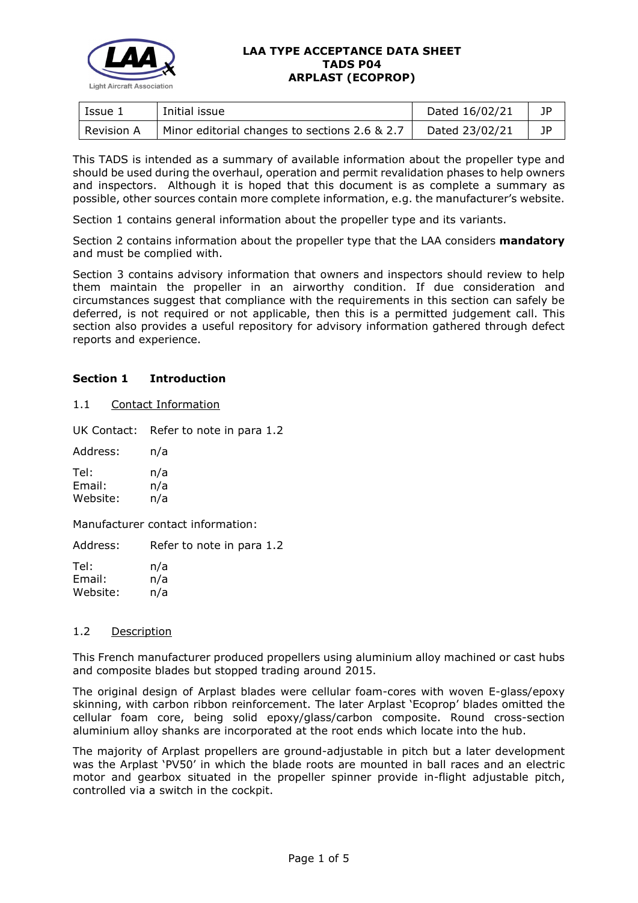**LAA TYPE ACCEPTANCE DATA SHEET**
**TADS P04**
**ARPLAST (ECOPROP)**

| Issue 1 | Initial issue | Dated 16/02/21 | JP |
|---|---|---|---|
| Revision A | Minor editorial changes to sections 2.6 & 2.7 | Dated 23/02/21 | JP |

This TADS is intended as a summary of available information about the propeller type and should be used during the overhaul, operation and permit revalidation phases to help owners and inspectors. Although it is hoped that this document is as complete a summary as possible, other sources contain more complete information, e.g. the manufacturer's website.

Section 1 contains general information about the propeller type and its variants.

Section 2 contains information about the propeller type that the LAA considers **mandatory** and must be complied with.

Section 3 contains advisory information that owners and inspectors should review to help them maintain the propeller in an airworthy condition. If due consideration and circumstances suggest that compliance with the requirements in this section can safely be deferred, is not required or not applicable, then this is a permitted judgement call. This section also provides a useful repository for advisory information gathered through defect reports and experience.

## Section 1 Introduction

### 1.1 Contact Information

UK Contact: Refer to note in para 1.2

Address: n/a

Tel: n/a
Email: n/a
Website: n/a

Manufacturer contact information:

Address: Refer to note in para 1.2

Tel: n/a
Email: n/a
Website: n/a

### 1.2 Description

This French manufacturer produced propellers using aluminium alloy machined or cast hubs and composite blades but stopped trading around 2015.

The original design of Arplast blades were cellular foam-cores with woven E-glass/epoxy skinning, with carbon ribbon reinforcement. The later Arplast 'Ecoprop' blades omitted the cellular foam core, being solid epoxy/glass/carbon composite. Round cross-section aluminium alloy shanks are incorporated at the root ends which locate into the hub.

The majority of Arplast propellers are ground-adjustable in pitch but a later development was the Arplast 'PV50' in which the blade roots are mounted in ball races and an electric motor and gearbox situated in the propeller spinner provide in-flight adjustable pitch, controlled via a switch in the cockpit.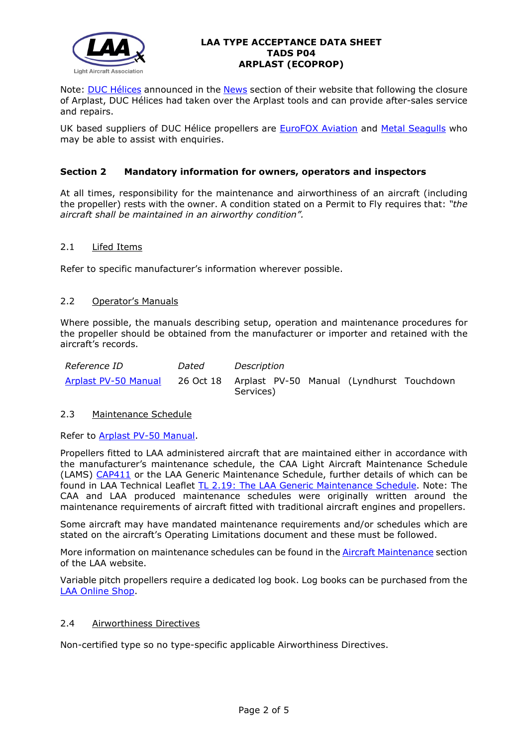Note: DUC Hélices announced in the News section of their website that following the closure of Arplast, DUC Hélices had taken over the Arplast tools and can provide after-sales service and repairs.

UK based suppliers of DUC Hélice propellers are EuroFOX Aviation and Metal Seagulls who may be able to assist with enquiries.

## Section 2 Mandatory information for owners, operators and inspectors

At all times, responsibility for the maintenance and airworthiness of an aircraft (including the propeller) rests with the owner. A condition stated on a Permit to Fly requires that: *"the aircraft shall be maintained in an airworthy condition".*

### 2.1 Lifed Items

Refer to specific manufacturer's information wherever possible.

### 2.2 Operator's Manuals

Where possible, the manuals describing setup, operation and maintenance procedures for the propeller should be obtained from the manufacturer or importer and retained with the aircraft's records.

| *Reference ID* | *Dated* | *Description* |
| --- | --- | --- |
| Arplast PV-50 Manual | 26 Oct 18 | Arplast PV-50 Manual (Lyndhurst Touchdown Services) |

### 2.3 Maintenance Schedule

Refer to Arplast PV-50 Manual.

Propellers fitted to LAA administered aircraft that are maintained either in accordance with the manufacturer's maintenance schedule, the CAA Light Aircraft Maintenance Schedule (LAMS) CAP411 or the LAA Generic Maintenance Schedule, further details of which can be found in LAA Technical Leaflet TL 2.19: The LAA Generic Maintenance Schedule. Note: The CAA and LAA produced maintenance schedules were originally written around the maintenance requirements of aircraft fitted with traditional aircraft engines and propellers.

Some aircraft may have mandated maintenance requirements and/or schedules which are stated on the aircraft's Operating Limitations document and these must be followed.

More information on maintenance schedules can be found in the Aircraft Maintenance section of the LAA website.

Variable pitch propellers require a dedicated log book. Log books can be purchased from the LAA Online Shop.

### 2.4 Airworthiness Directives

Non-certified type so no type-specific applicable Airworthiness Directives.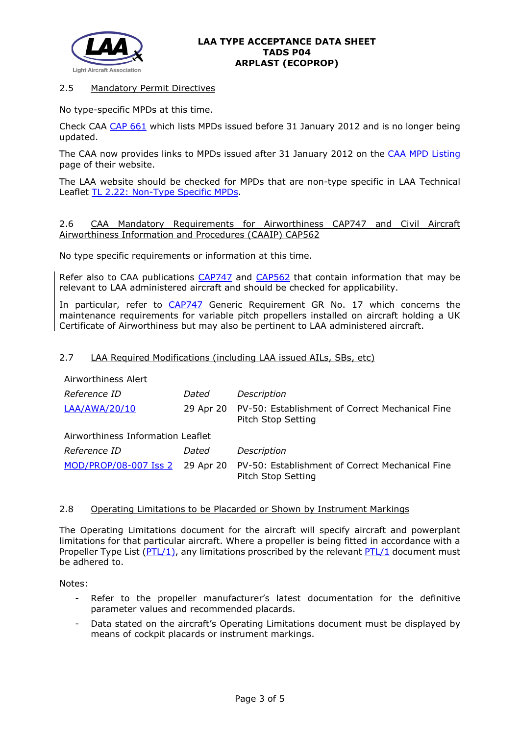### 2.5 Mandatory Permit Directives

No type-specific MPDs at this time.

Check CAA CAP 661 which lists MPDs issued before 31 January 2012 and is no longer being updated.

The CAA now provides links to MPDs issued after 31 January 2012 on the CAA MPD Listing page of their website.

The LAA website should be checked for MPDs that are non-type specific in LAA Technical Leaflet TL 2.22: Non-Type Specific MPDs.

### 2.6 CAA Mandatory Requirements for Airworthiness CAP747 and Civil Aircraft Airworthiness Information and Procedures (CAAIP) CAP562

No type specific requirements or information at this time.

Refer also to CAA publications CAP747 and CAP562 that contain information that may be relevant to LAA administered aircraft and should be checked for applicability.

In particular, refer to CAP747 Generic Requirement GR No. 17 which concerns the maintenance requirements for variable pitch propellers installed on aircraft holding a UK Certificate of Airworthiness but may also be pertinent to LAA administered aircraft.

### 2.7 LAA Required Modifications (including LAA issued AILs, SBs, etc)

Airworthiness Alert

| *Reference ID* | *Dated* | *Description* |
|---|---|---|
| LAA/AWA/20/10 | 29 Apr 20 | PV-50: Establishment of Correct Mechanical Fine Pitch Stop Setting |

Airworthiness Information Leaflet

| *Reference ID* | *Dated* | *Description* |
|---|---|---|
| MOD/PROP/08-007 Iss 2 | 29 Apr 20 | PV-50: Establishment of Correct Mechanical Fine Pitch Stop Setting |

### 2.8 Operating Limitations to be Placarded or Shown by Instrument Markings

The Operating Limitations document for the aircraft will specify aircraft and powerplant limitations for that particular aircraft. Where a propeller is being fitted in accordance with a Propeller Type List (PTL/1), any limitations proscribed by the relevant PTL/1 document must be adhered to.

Notes:

- Refer to the propeller manufacturer's latest documentation for the definitive parameter values and recommended placards.
- Data stated on the aircraft's Operating Limitations document must be displayed by means of cockpit placards or instrument markings.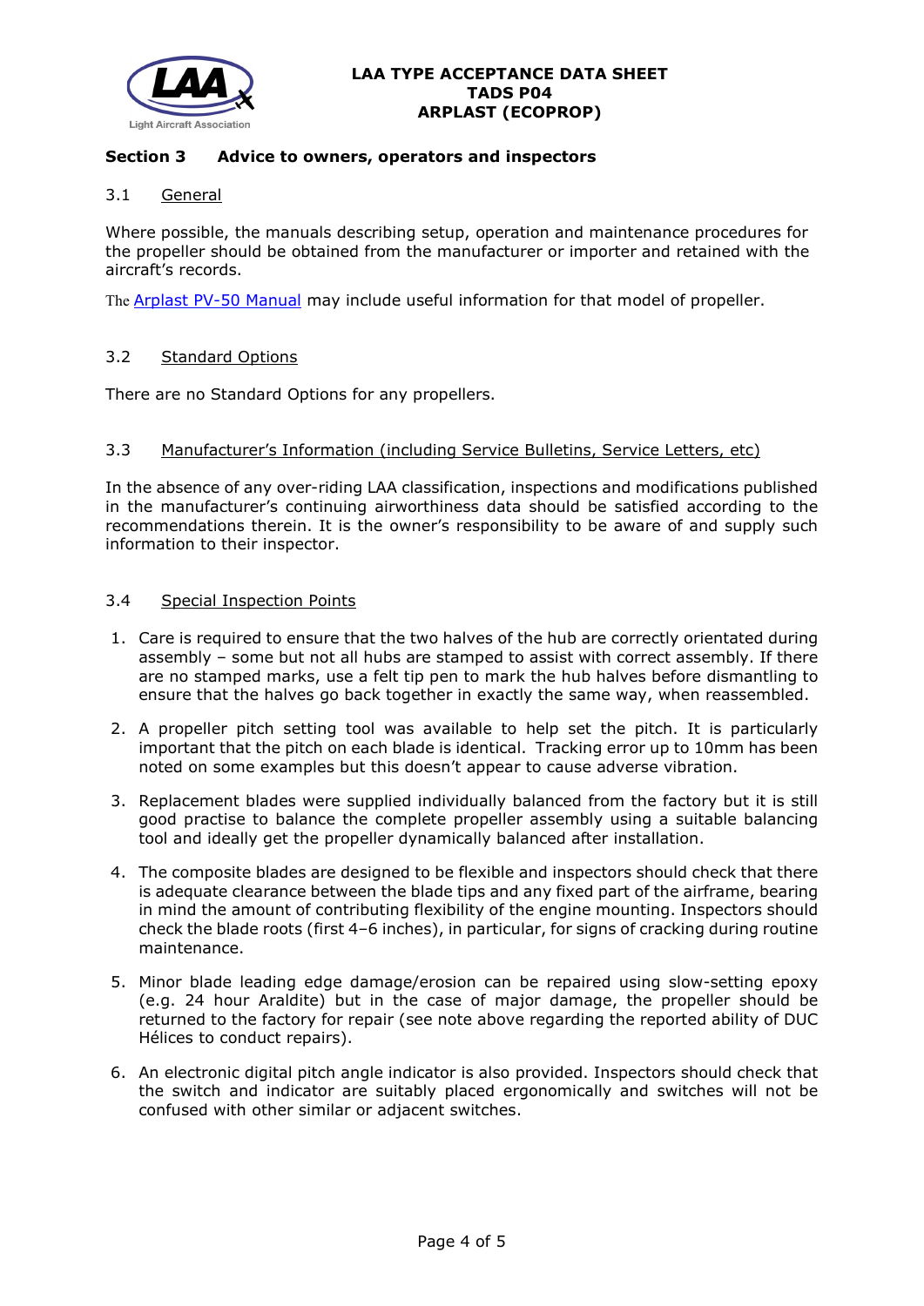## Section 3 Advice to owners, operators and inspectors

### 3.1 General

Where possible, the manuals describing setup, operation and maintenance procedures for the propeller should be obtained from the manufacturer or importer and retained with the aircraft's records.

The Arplast PV-50 Manual may include useful information for that model of propeller.

### 3.2 Standard Options

There are no Standard Options for any propellers.

### 3.3 Manufacturer's Information (including Service Bulletins, Service Letters, etc)

In the absence of any over-riding LAA classification, inspections and modifications published in the manufacturer's continuing airworthiness data should be satisfied according to the recommendations therein. It is the owner's responsibility to be aware of and supply such information to their inspector.

### 3.4 Special Inspection Points

1. Care is required to ensure that the two halves of the hub are correctly orientated during assembly – some but not all hubs are stamped to assist with correct assembly. If there are no stamped marks, use a felt tip pen to mark the hub halves before dismantling to ensure that the halves go back together in exactly the same way, when reassembled.
2. A propeller pitch setting tool was available to help set the pitch. It is particularly important that the pitch on each blade is identical. Tracking error up to 10mm has been noted on some examples but this doesn't appear to cause adverse vibration.
3. Replacement blades were supplied individually balanced from the factory but it is still good practise to balance the complete propeller assembly using a suitable balancing tool and ideally get the propeller dynamically balanced after installation.
4. The composite blades are designed to be flexible and inspectors should check that there is adequate clearance between the blade tips and any fixed part of the airframe, bearing in mind the amount of contributing flexibility of the engine mounting. Inspectors should check the blade roots (first 4–6 inches), in particular, for signs of cracking during routine maintenance.
5. Minor blade leading edge damage/erosion can be repaired using slow-setting epoxy (e.g. 24 hour Araldite) but in the case of major damage, the propeller should be returned to the factory for repair (see note above regarding the reported ability of DUC Hélices to conduct repairs).
6. An electronic digital pitch angle indicator is also provided. Inspectors should check that the switch and indicator are suitably placed ergonomically and switches will not be confused with other similar or adjacent switches.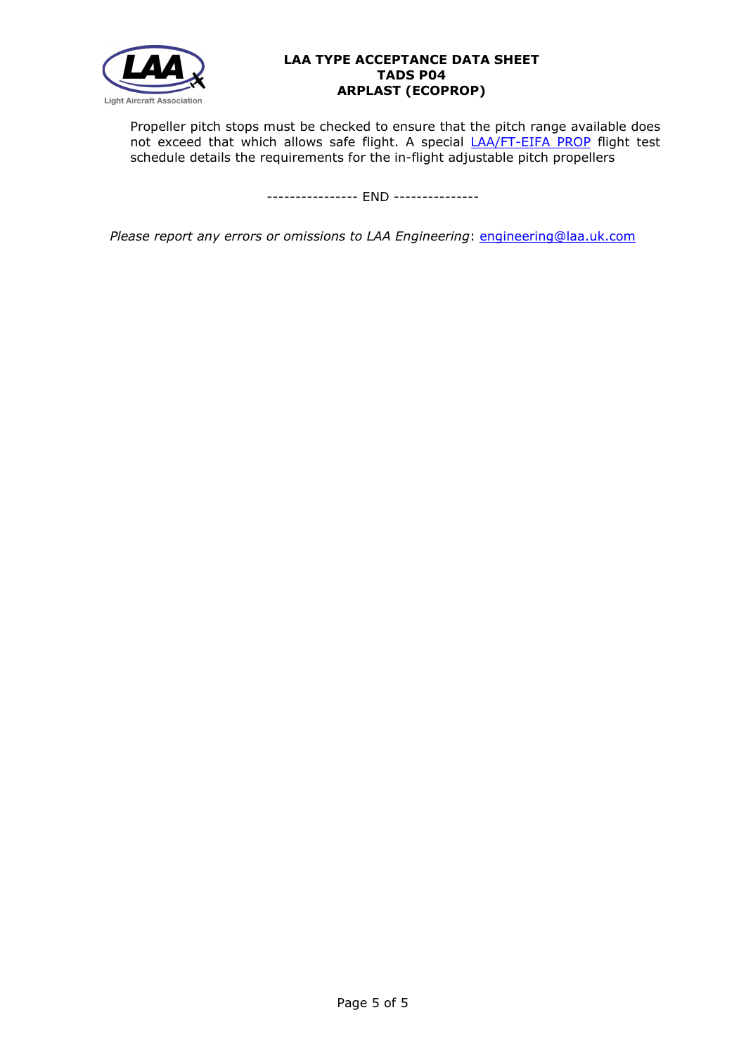Propeller pitch stops must be checked to ensure that the pitch range available does not exceed that which allows safe flight. A special LAA/FT-EIFA PROP flight test schedule details the requirements for the in-flight adjustable pitch propellers

---------------- END ---------------

*Please report any errors or omissions to LAA Engineering*: engineering@laa.uk.com